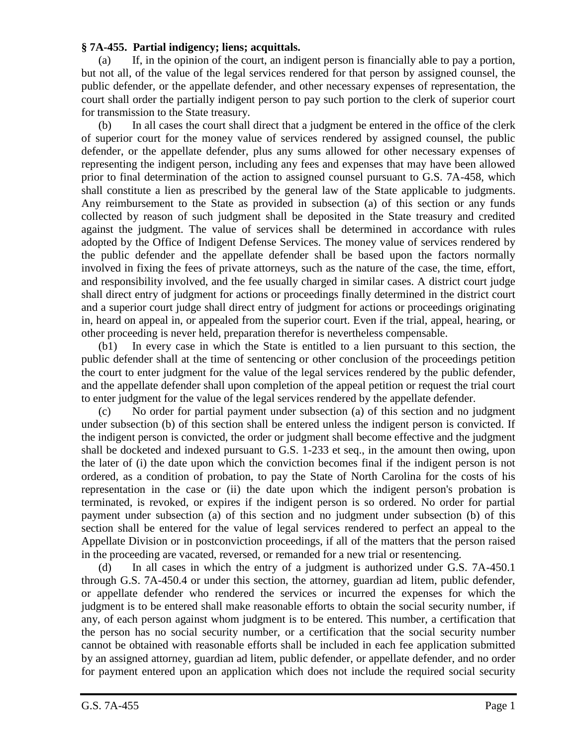**§ 7A-455. Partial indigency; liens; acquittals.**

(a) If, in the opinion of the court, an indigent person is financially able to pay a portion, but not all, of the value of the legal services rendered for that person by assigned counsel, the public defender, or the appellate defender, and other necessary expenses of representation, the court shall order the partially indigent person to pay such portion to the clerk of superior court for transmission to the State treasury.

(b) In all cases the court shall direct that a judgment be entered in the office of the clerk of superior court for the money value of services rendered by assigned counsel, the public defender, or the appellate defender, plus any sums allowed for other necessary expenses of representing the indigent person, including any fees and expenses that may have been allowed prior to final determination of the action to assigned counsel pursuant to G.S. 7A-458, which shall constitute a lien as prescribed by the general law of the State applicable to judgments. Any reimbursement to the State as provided in subsection (a) of this section or any funds collected by reason of such judgment shall be deposited in the State treasury and credited against the judgment. The value of services shall be determined in accordance with rules adopted by the Office of Indigent Defense Services. The money value of services rendered by the public defender and the appellate defender shall be based upon the factors normally involved in fixing the fees of private attorneys, such as the nature of the case, the time, effort, and responsibility involved, and the fee usually charged in similar cases. A district court judge shall direct entry of judgment for actions or proceedings finally determined in the district court and a superior court judge shall direct entry of judgment for actions or proceedings originating in, heard on appeal in, or appealed from the superior court. Even if the trial, appeal, hearing, or other proceeding is never held, preparation therefor is nevertheless compensable.

(b1) In every case in which the State is entitled to a lien pursuant to this section, the public defender shall at the time of sentencing or other conclusion of the proceedings petition the court to enter judgment for the value of the legal services rendered by the public defender, and the appellate defender shall upon completion of the appeal petition or request the trial court to enter judgment for the value of the legal services rendered by the appellate defender.

(c) No order for partial payment under subsection (a) of this section and no judgment under subsection (b) of this section shall be entered unless the indigent person is convicted. If the indigent person is convicted, the order or judgment shall become effective and the judgment shall be docketed and indexed pursuant to G.S. 1-233 et seq., in the amount then owing, upon the later of (i) the date upon which the conviction becomes final if the indigent person is not ordered, as a condition of probation, to pay the State of North Carolina for the costs of his representation in the case or (ii) the date upon which the indigent person's probation is terminated, is revoked, or expires if the indigent person is so ordered. No order for partial payment under subsection (a) of this section and no judgment under subsection (b) of this section shall be entered for the value of legal services rendered to perfect an appeal to the Appellate Division or in postconviction proceedings, if all of the matters that the person raised in the proceeding are vacated, reversed, or remanded for a new trial or resentencing.

(d) In all cases in which the entry of a judgment is authorized under G.S. 7A-450.1 through G.S. 7A-450.4 or under this section, the attorney, guardian ad litem, public defender, or appellate defender who rendered the services or incurred the expenses for which the judgment is to be entered shall make reasonable efforts to obtain the social security number, if any, of each person against whom judgment is to be entered. This number, a certification that the person has no social security number, or a certification that the social security number cannot be obtained with reasonable efforts shall be included in each fee application submitted by an assigned attorney, guardian ad litem, public defender, or appellate defender, and no order for payment entered upon an application which does not include the required social security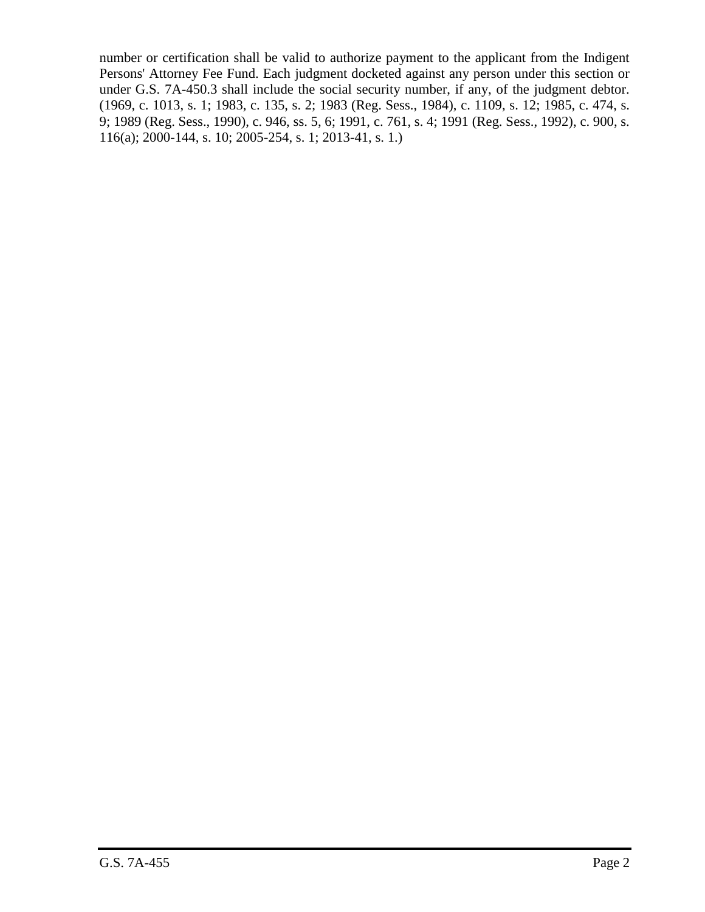number or certification shall be valid to authorize payment to the applicant from the Indigent Persons' Attorney Fee Fund. Each judgment docketed against any person under this section or under G.S. 7A-450.3 shall include the social security number, if any, of the judgment debtor. (1969, c. 1013, s. 1; 1983, c. 135, s. 2; 1983 (Reg. Sess., 1984), c. 1109, s. 12; 1985, c. 474, s. 9; 1989 (Reg. Sess., 1990), c. 946, ss. 5, 6; 1991, c. 761, s. 4; 1991 (Reg. Sess., 1992), c. 900, s. 116(a); 2000-144, s. 10; 2005-254, s. 1; 2013-41, s. 1.)